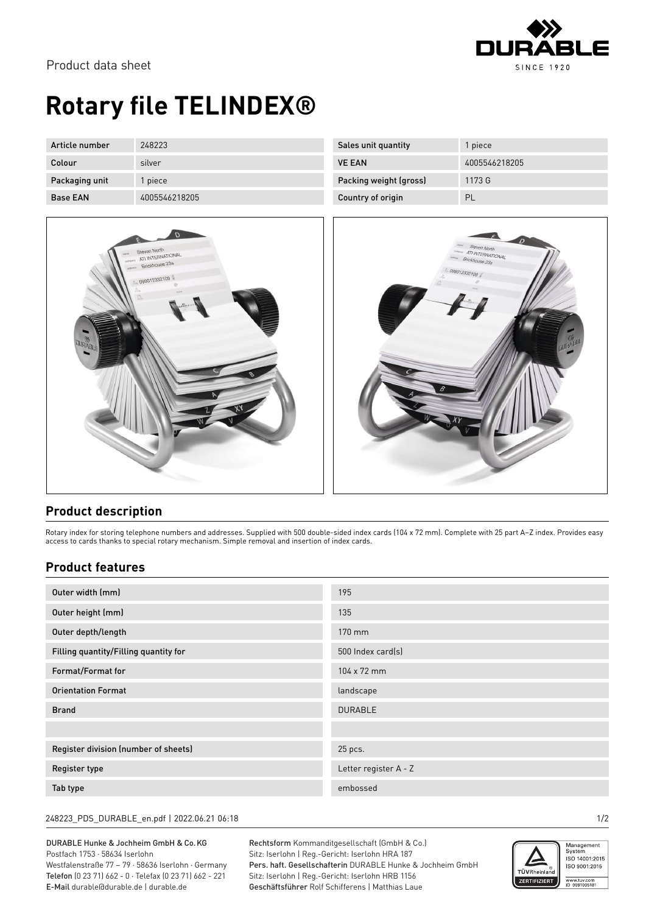Product data sheet

# Rotary file TELINDEX®

| Article number | 248223 | Sales unit quantity | 1 piece |
| --- | --- | --- | --- |
| Colour | silver | VE EAN | 4005546218205 |
| Packaging unit | 1 piece | Packing weight (gross) | 1173 G |
| Base EAN | 4005546218205 | Country of origin | PL |

## Product description

Rotary index for storing telephone numbers and addresses. Supplied with 500 double-sided index cards (104 x 72 mm). Complete with 25 part A–Z index. Provides easy access to cards thanks to special rotary mechanism. Simple removal and insertion of index cards.

## Product features

| Feature | Value |
| --- | --- |
| Outer width (mm) | 195 |
| Outer height (mm) | 135 |
| Outer depth/length | 170 mm |
| Filling quantity/Filling quantity for | 500 Index card(s) |
| Format/Format for | 104 x 72 mm |
| Orientation Format | landscape |
| Brand | DURABLE |
| | |
| Register division (number of sheets) | 25 pcs. |
| Register type | Letter register A - Z |
| Tab type | embossed |

248223_PDS_DURABLE_en.pdf | 2022.06.21 06:18

DURABLE Hunke & Jochheim GmbH & Co. KG
Postfach 1753 · 58634 Iserlohn
Westfalenstraße 77 – 79 · 58636 Iserlohn · Germany
Telefon (0 23 71) 662 - 0 · Telefax (0 23 71) 662 - 221
E-Mail durable@durable.de | durable.de

Rechtsform Kommanditgesellschaft (GmbH & Co.)
Sitz: Iserlohn | Reg.-Gericht: Iserlohn HRA 187
Pers. haft. Gesellschafterin DURABLE Hunke & Jochheim GmbH
Sitz: Iserlohn | Reg.-Gericht: Iserlohn HRB 1156
Geschäftsführer Rolf Schifferens | Matthias Laue

Management System ISO 14001:2015 ISO 9001:2015
www.tuv.com ID 0091006181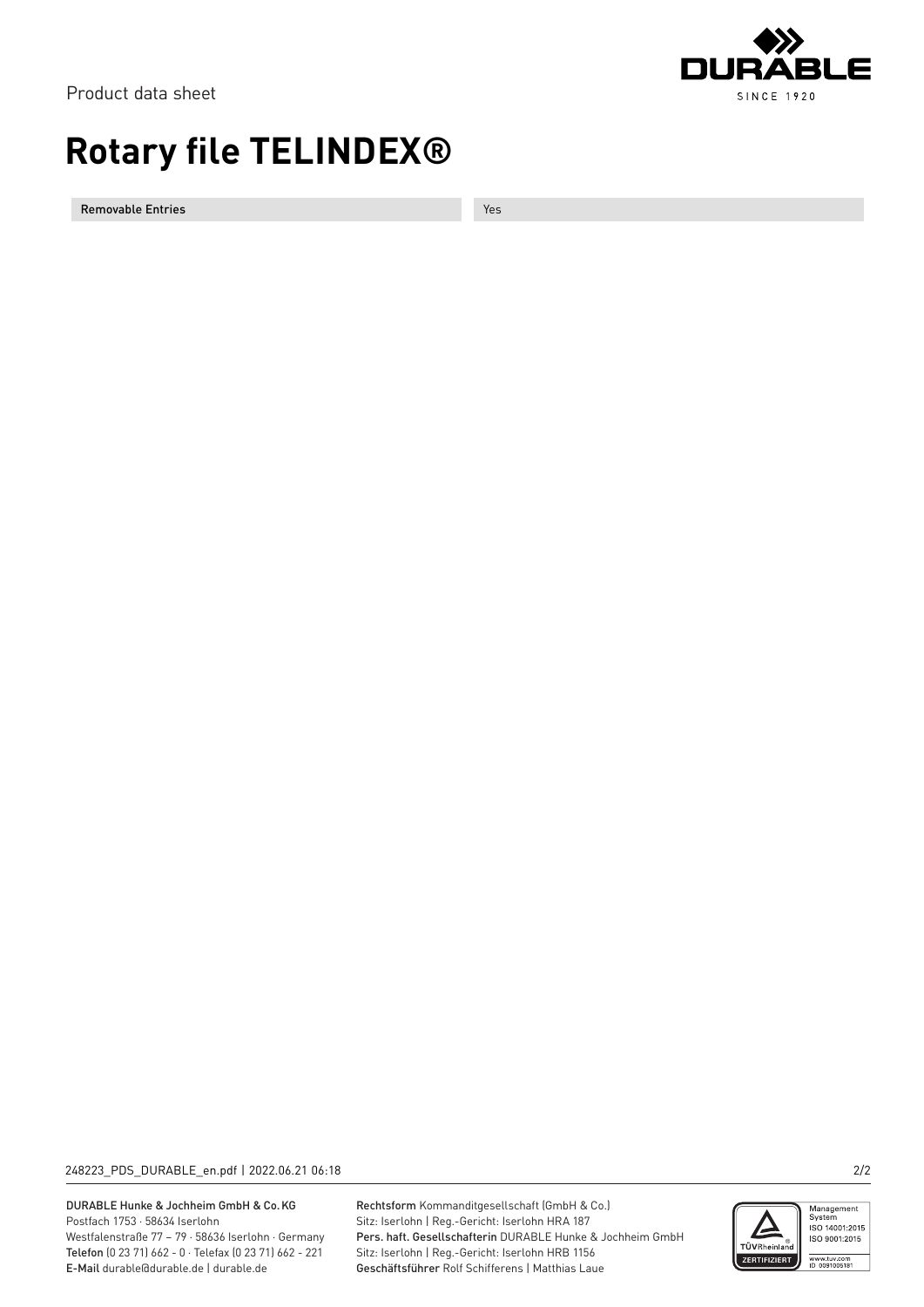# Rotary file TELINDEX®

| | |
|---|---|
| Removable Entries | Yes |